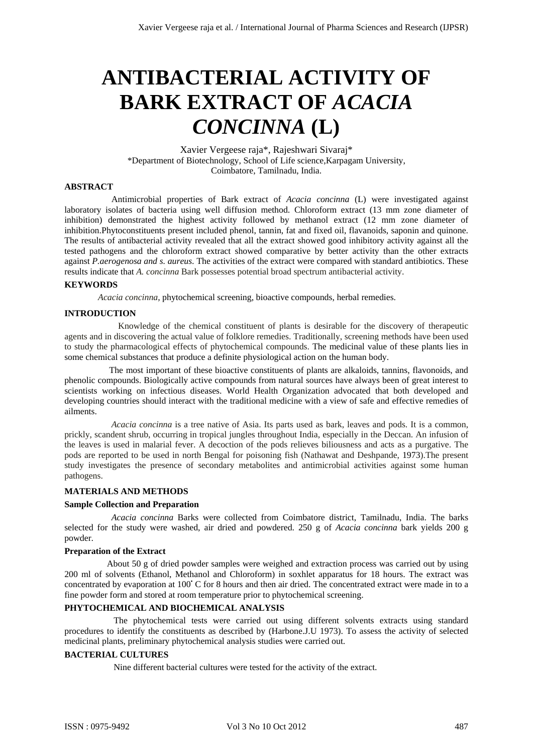# ANTIBACTERIAL ACTIVITY OF BARK EXTRACT OF *ACACIA CONCINNA* (L)

Xavier Vergeese raja*, Rajeshwari Sivaraj*

*Department of Biotechnology, School of Life science,Karpagam University, Coimbatore, Tamilnadu, India.

**ABSTRACT**

Antimicrobial properties of Bark extract of *Acacia concinna* (L) were investigated against laboratory isolates of bacteria using well diffusion method. Chloroform extract (13 mm zone diameter of inhibition) demonstrated the highest activity followed by methanol extract (12 mm zone diameter of inhibition.Phytoconstituents present included phenol, tannin, fat and fixed oil, flavanoids, saponin and quinone. The results of antibacterial activity revealed that all the extract showed good inhibitory activity against all the tested pathogens and the chloroform extract showed comparative by better activity than the other extracts against *P.aerogenosa and s. aureus.* The activities of the extract were compared with standard antibiotics. These results indicate that *A. concinna* Bark possesses potential broad spectrum antibacterial activity.

**KEYWORDS**

*Acacia concinna,* phytochemical screening, bioactive compounds, herbal remedies.

**INTRODUCTION**

Knowledge of the chemical constituent of plants is desirable for the discovery of therapeutic agents and in discovering the actual value of folklore remedies. Traditionally, screening methods have been used to study the pharmacological effects of phytochemical compounds. The medicinal value of these plants lies in some chemical substances that produce a definite physiological action on the human body.

The most important of these bioactive constituents of plants are alkaloids, tannins, flavonoids, and phenolic compounds. Biologically active compounds from natural sources have always been of great interest to scientists working on infectious diseases. World Health Organization advocated that both developed and developing countries should interact with the traditional medicine with a view of safe and effective remedies of ailments.

*Acacia concinna* is a tree native of Asia. Its parts used as bark, leaves and pods. It is a common, prickly, scandent shrub, occurring in tropical jungles throughout India, especially in the Deccan. An infusion of the leaves is used in malarial fever. A decoction of the pods relieves biliousness and acts as a purgative. The pods are reported to be used in north Bengal for poisoning fish (Nathawat and Deshpande, 1973).The present study investigates the presence of secondary metabolites and antimicrobial activities against some human pathogens.

**MATERIALS AND METHODS**

**Sample Collection and Preparation**

*Acacia concinna* Barks were collected from Coimbatore district, Tamilnadu, India. The barks selected for the study were washed, air dried and powdered. 250 g of *Acacia concinna* bark yields 200 g powder.

**Preparation of the Extract**

About 50 g of dried powder samples were weighed and extraction process was carried out by using 200 ml of solvents (Ethanol, Methanol and Chloroform) in soxhlet apparatus for 18 hours. The extract was concentrated by evaporation at 100° C for 8 hours and then air dried. The concentrated extract were made in to a fine powder form and stored at room temperature prior to phytochemical screening.

**PHYTOCHEMICAL AND BIOCHEMICAL ANALYSIS**

The phytochemical tests were carried out using different solvents extracts using standard procedures to identify the constituents as described by (Harbone.J.U 1973). To assess the activity of selected medicinal plants, preliminary phytochemical analysis studies were carried out.

**BACTERIAL CULTURES**

Nine different bacterial cultures were tested for the activity of the extract.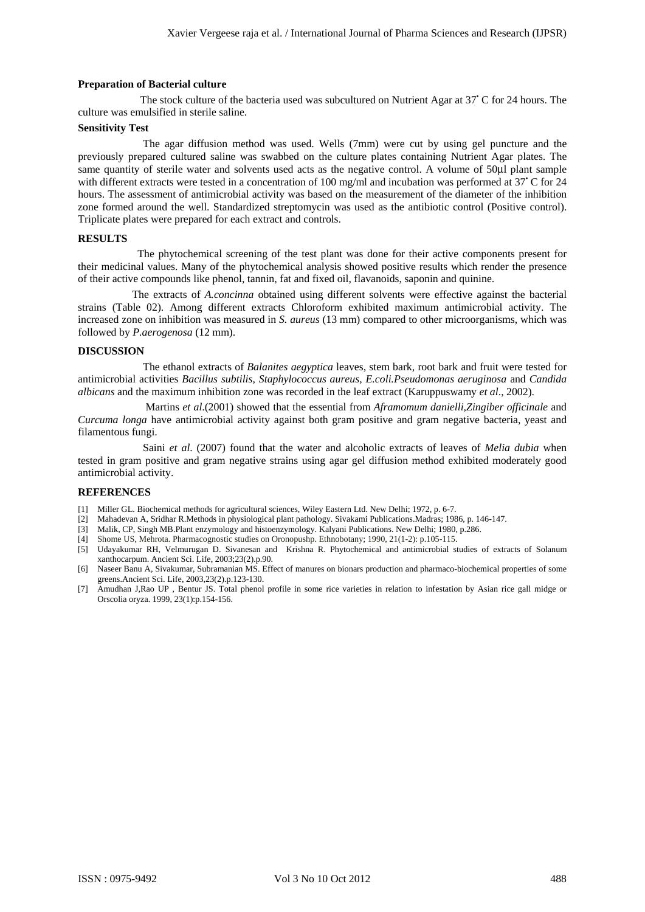**Preparation of Bacterial culture**

The stock culture of the bacteria used was subcultured on Nutrient Agar at 37° C for 24 hours. The culture was emulsified in sterile saline.

**Sensitivity Test**

The agar diffusion method was used. Wells (7mm) were cut by using gel puncture and the previously prepared cultured saline was swabbed on the culture plates containing Nutrient Agar plates. The same quantity of sterile water and solvents used acts as the negative control. A volume of 50μl plant sample with different extracts were tested in a concentration of 100 mg/ml and incubation was performed at 37° C for 24 hours. The assessment of antimicrobial activity was based on the measurement of the diameter of the inhibition zone formed around the well. Standardized streptomycin was used as the antibiotic control (Positive control). Triplicate plates were prepared for each extract and controls.

**RESULTS**

The phytochemical screening of the test plant was done for their active components present for their medicinal values. Many of the phytochemical analysis showed positive results which render the presence of their active compounds like phenol, tannin, fat and fixed oil, flavanoids, saponin and quinine.

The extracts of *A.concinna* obtained using different solvents were effective against the bacterial strains (Table 02). Among different extracts Chloroform exhibited maximum antimicrobial activity. The increased zone on inhibition was measured in *S. aureus* (13 mm) compared to other microorganisms, which was followed by *P.aerogenosa* (12 mm).

**DISCUSSION**

The ethanol extracts of *Balanites aegyptica* leaves, stem bark, root bark and fruit were tested for antimicrobial activities *Bacillus subtilis, Staphylococcus aureus, E.coli.Pseudomonas aeruginosa* and *Candida albicans* and the maximum inhibition zone was recorded in the leaf extract (Karuppuswamy *et al*., 2002).

Martins *et al*.(2001) showed that the essential from *Aframomum danielli,Zingiber officinale* and *Curcuma longa* have antimicrobial activity against both gram positive and gram negative bacteria, yeast and filamentous fungi.

Saini *et al*. (2007) found that the water and alcoholic extracts of leaves of *Melia dubia* when tested in gram positive and gram negative strains using agar gel diffusion method exhibited moderately good antimicrobial activity.

**REFERENCES**

[1] Miller GL. Biochemical methods for agricultural sciences, Wiley Eastern Ltd. New Delhi; 1972, p. 6-7.
[2] Mahadevan A, Sridhar R.Methods in physiological plant pathology. Sivakami Publications.Madras; 1986, p. 146-147.
[3] Malik, CP, Singh MB.Plant enzymology and histoenzymology. Kalyani Publications. New Delhi; 1980, p.286.
[4] Shome US, Mehrota. Pharmacognostic studies on Oronopushp. Ethnobotany; 1990, 21(1-2): p.105-115.
[5] Udayakumar RH, Velmurugan D. Sivanesan and Krishna R. Phytochemical and antimicrobial studies of extracts of Solanum xanthocarpum. Ancient Sci. Life, 2003;23(2).p.90.
[6] Naseer Banu A, Sivakumar, Subramanian MS. Effect of manures on bionars production and pharmaco-biochemical properties of some greens.Ancient Sci. Life, 2003,23(2).p.123-130.
[7] Amudhan J,Rao UP , Bentur JS. Total phenol profile in some rice varieties in relation to infestation by Asian rice gall midge or Orscolia oryza. 1999, 23(1):p.154-156.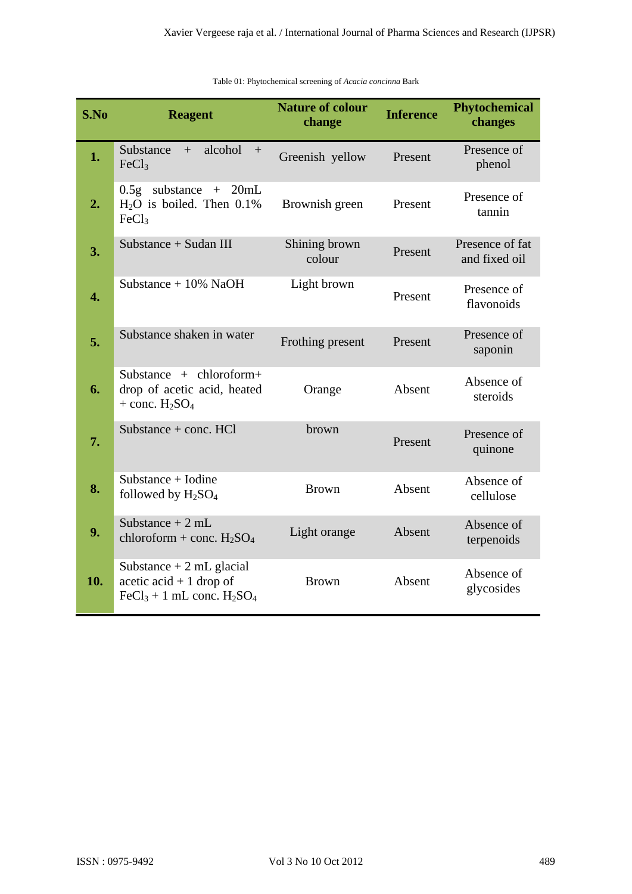Table 01: Phytochemical screening of *Acacia concinna* Bark

| S.No | Reagent | Nature of colour change | Inference | Phytochemical changes |
|---|---|---|---|---|
| 1. | Substance + alcohol + $FeCl_3$ | Greenish yellow | Present | Presence of phenol |
| 2. | 0.5g substance + 20mL $H_2O$ is boiled. Then 0.1% $FeCl_3$ | Brownish green | Present | Presence of tannin |
| 3. | Substance + Sudan III | Shining brown colour | Present | Presence of fat and fixed oil |
| 4. | Substance + 10% NaOH | Light brown | Present | Presence of flavonoids |
| 5. | Substance shaken in water | Frothing present | Present | Presence of saponin |
| 6. | Substance + chloroform+ drop of acetic acid, heated + conc. $H_2SO_4$ | Orange | Absent | Absence of steroids |
| 7. | Substance + conc. HCl | brown | Present | Presence of quinone |
| 8. | Substance + Iodine followed by $H_2SO_4$ | Brown | Absent | Absence of cellulose |
| 9. | Substance + 2 mL chloroform + conc. $H_2SO_4$ | Light orange | Absent | Absence of terpenoids |
| 10. | Substance + 2 mL glacial acetic acid + 1 drop of $FeCl_3$ + 1 mL conc. $H_2SO_4$ | Brown | Absent | Absence of glycosides |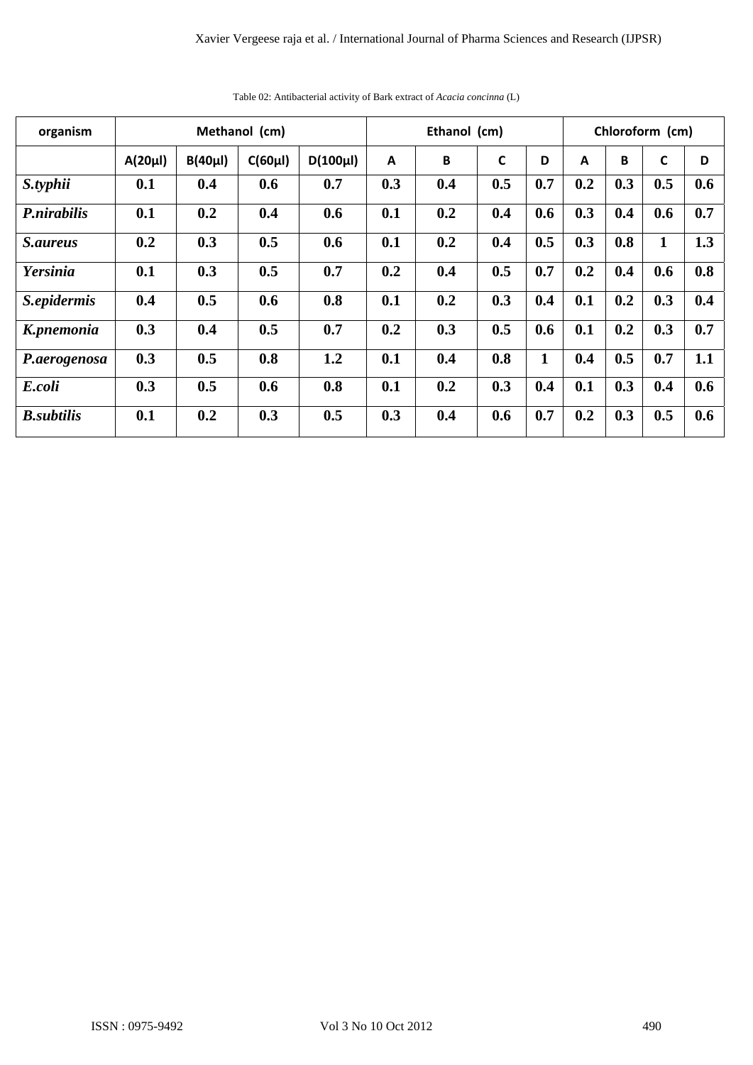Table 02: Antibacterial activity of Bark extract of *Acacia concinna* (L)

| organism | Methanol (cm) | | | | Ethanol (cm) | | | | Chloroform (cm) | | | |
|---|---|---|---|---|---|---|---|---|---|---|---|---|
| | A(20µl) | B(40µl) | C(60µl) | D(100µl) | A | B | C | D | A | B | C | D |
| ***S.typhii*** | **0.1** | **0.4** | **0.6** | **0.7** | **0.3** | **0.4** | **0.5** | **0.7** | **0.2** | **0.3** | **0.5** | **0.6** |
| ***P.nirabilis*** | **0.1** | **0.2** | **0.4** | **0.6** | **0.1** | **0.2** | **0.4** | **0.6** | **0.3** | **0.4** | **0.6** | **0.7** |
| ***S.aureus*** | **0.2** | **0.3** | **0.5** | **0.6** | **0.1** | **0.2** | **0.4** | **0.5** | **0.3** | **0.8** | **1** | **1.3** |
| ***Yersinia*** | **0.1** | **0.3** | **0.5** | **0.7** | **0.2** | **0.4** | **0.5** | **0.7** | **0.2** | **0.4** | **0.6** | **0.8** |
| ***S.epidermis*** | **0.4** | **0.5** | **0.6** | **0.8** | **0.1** | **0.2** | **0.3** | **0.4** | **0.1** | **0.2** | **0.3** | **0.4** |
| ***K.pnemonia*** | **0.3** | **0.4** | **0.5** | **0.7** | **0.2** | **0.3** | **0.5** | **0.6** | **0.1** | **0.2** | **0.3** | **0.7** |
| ***P.aerogenosa*** | **0.3** | **0.5** | **0.8** | **1.2** | **0.1** | **0.4** | **0.8** | **1** | **0.4** | **0.5** | **0.7** | **1.1** |
| ***E.coli*** | **0.3** | **0.5** | **0.6** | **0.8** | **0.1** | **0.2** | **0.3** | **0.4** | **0.1** | **0.3** | **0.4** | **0.6** |
| ***B.subtilis*** | **0.1** | **0.2** | **0.3** | **0.5** | **0.3** | **0.4** | **0.6** | **0.7** | **0.2** | **0.3** | **0.5** | **0.6** |